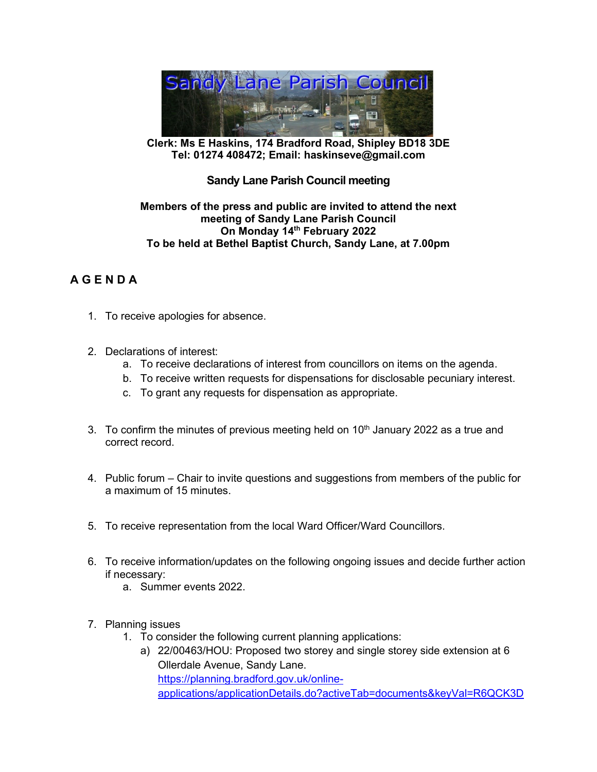# Sandy Lane Parish Council

**Clerk: Ms E Haskins, 174 Bradford Road, Shipley BD18 3DE**
**Tel: 01274 408472; Email: haskinseve@gmail.com**

## Sandy Lane Parish Council meeting

**Members of the press and public are invited to attend the next meeting of Sandy Lane Parish Council**
**On Monday 14th February 2022**
**To be held at Bethel Baptist Church, Sandy Lane, at 7.00pm**

## A G E N D A

1. To receive apologies for absence.

2. Declarations of interest:
   a. To receive declarations of interest from councillors on items on the agenda.
   b. To receive written requests for dispensations for disclosable pecuniary interest.
   c. To grant any requests for dispensation as appropriate.

3. To confirm the minutes of previous meeting held on 10th January 2022 as a true and correct record.

4. Public forum – Chair to invite questions and suggestions from members of the public for a maximum of 15 minutes.

5. To receive representation from the local Ward Officer/Ward Councillors.

6. To receive information/updates on the following ongoing issues and decide further action if necessary:
   a. Summer events 2022.

7. Planning issues
   1. To consider the following current planning applications:
      a) 22/00463/HOU: Proposed two storey and single storey side extension at 6 Ollerdale Avenue, Sandy Lane.
      https://planning.bradford.gov.uk/online-applications/applicationDetails.do?activeTab=documents&keyVal=R6QCK3D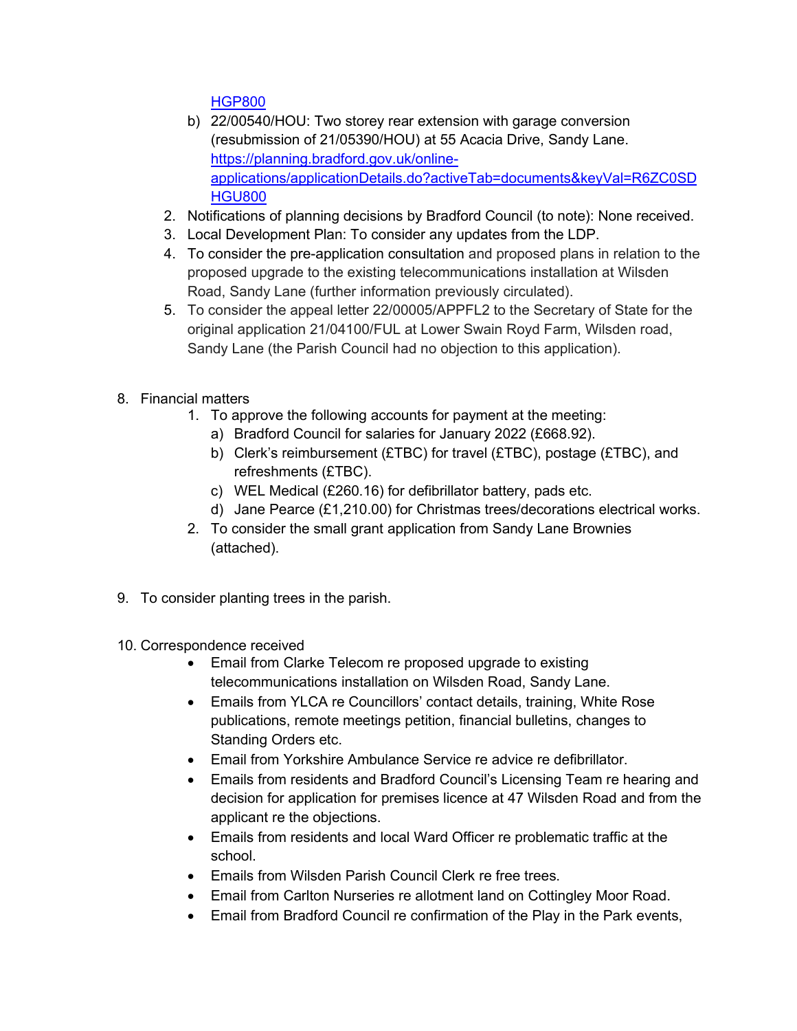HGP800

   b) 22/00540/HOU: Two storey rear extension with garage conversion (resubmission of 21/05390/HOU) at 55 Acacia Drive, Sandy Lane. [https://planning.bradford.gov.uk/online-applications/applicationDetails.do?activeTab=documents&keyVal=R6ZC0SDHGU800](https://planning.bradford.gov.uk/online-applications/applicationDetails.do?activeTab=documents&keyVal=R6ZC0SDHGU800)
2. Notifications of planning decisions by Bradford Council (to note): None received.
3. Local Development Plan: To consider any updates from the LDP.
4. To consider the pre-application consultation and proposed plans in relation to the proposed upgrade to the existing telecommunications installation at Wilsden Road, Sandy Lane (further information previously circulated).
5. To consider the appeal letter 22/00005/APPFL2 to the Secretary of State for the original application 21/04100/FUL at Lower Swain Royd Farm, Wilsden road, Sandy Lane (the Parish Council had no objection to this application).

8. Financial matters
   1. To approve the following accounts for payment at the meeting:
      a) Bradford Council for salaries for January 2022 (£668.92).
      b) Clerk's reimbursement (£TBC) for travel (£TBC), postage (£TBC), and refreshments (£TBC).
      c) WEL Medical (£260.16) for defibrillator battery, pads etc.
      d) Jane Pearce (£1,210.00) for Christmas trees/decorations electrical works.
   2. To consider the small grant application from Sandy Lane Brownies (attached).

9. To consider planting trees in the parish.

10. Correspondence received
    - Email from Clarke Telecom re proposed upgrade to existing telecommunications installation on Wilsden Road, Sandy Lane.
    - Emails from YLCA re Councillors' contact details, training, White Rose publications, remote meetings petition, financial bulletins, changes to Standing Orders etc.
    - Email from Yorkshire Ambulance Service re advice re defibrillator.
    - Emails from residents and Bradford Council's Licensing Team re hearing and decision for application for premises licence at 47 Wilsden Road and from the applicant re the objections.
    - Emails from residents and local Ward Officer re problematic traffic at the school.
    - Emails from Wilsden Parish Council Clerk re free trees.
    - Email from Carlton Nurseries re allotment land on Cottingley Moor Road.
    - Email from Bradford Council re confirmation of the Play in the Park events,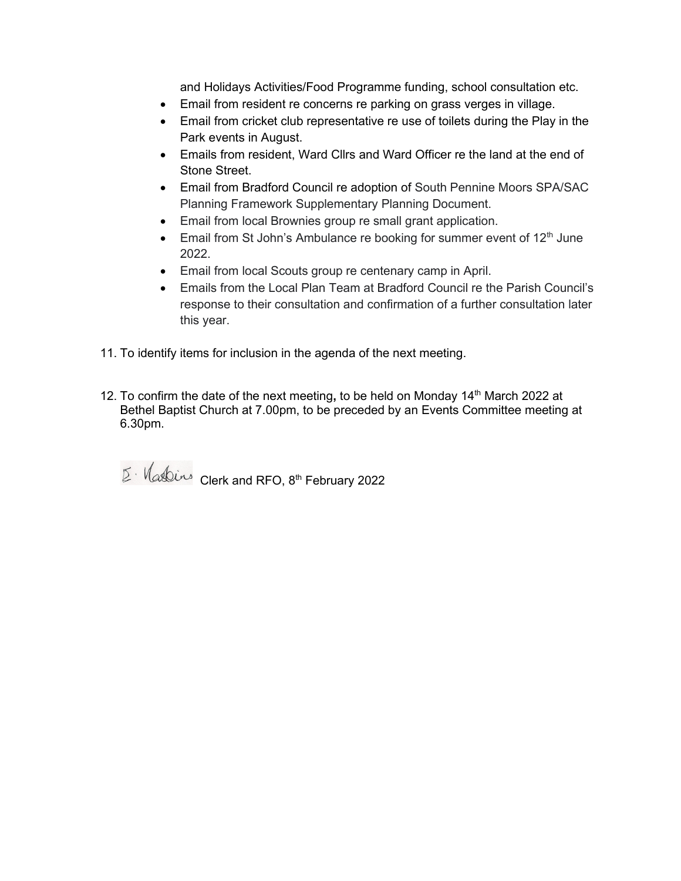and Holidays Activities/Food Programme funding, school consultation etc.

- Email from resident re concerns re parking on grass verges in village.
- Email from cricket club representative re use of toilets during the Play in the Park events in August.
- Emails from resident, Ward Cllrs and Ward Officer re the land at the end of Stone Street.
- Email from Bradford Council re adoption of South Pennine Moors SPA/SAC Planning Framework Supplementary Planning Document.
- Email from local Brownies group re small grant application.
- Email from St John's Ambulance re booking for summer event of 12th June 2022.
- Email from local Scouts group re centenary camp in April.
- Emails from the Local Plan Team at Bradford Council re the Parish Council's response to their consultation and confirmation of a further consultation later this year.

11. To identify items for inclusion in the agenda of the next meeting.

12. To confirm the date of the next meeting**,** to be held on Monday 14th March 2022 at Bethel Baptist Church at 7.00pm, to be preceded by an Events Committee meeting at 6.30pm.

E. Watkins Clerk and RFO, 8th February 2022